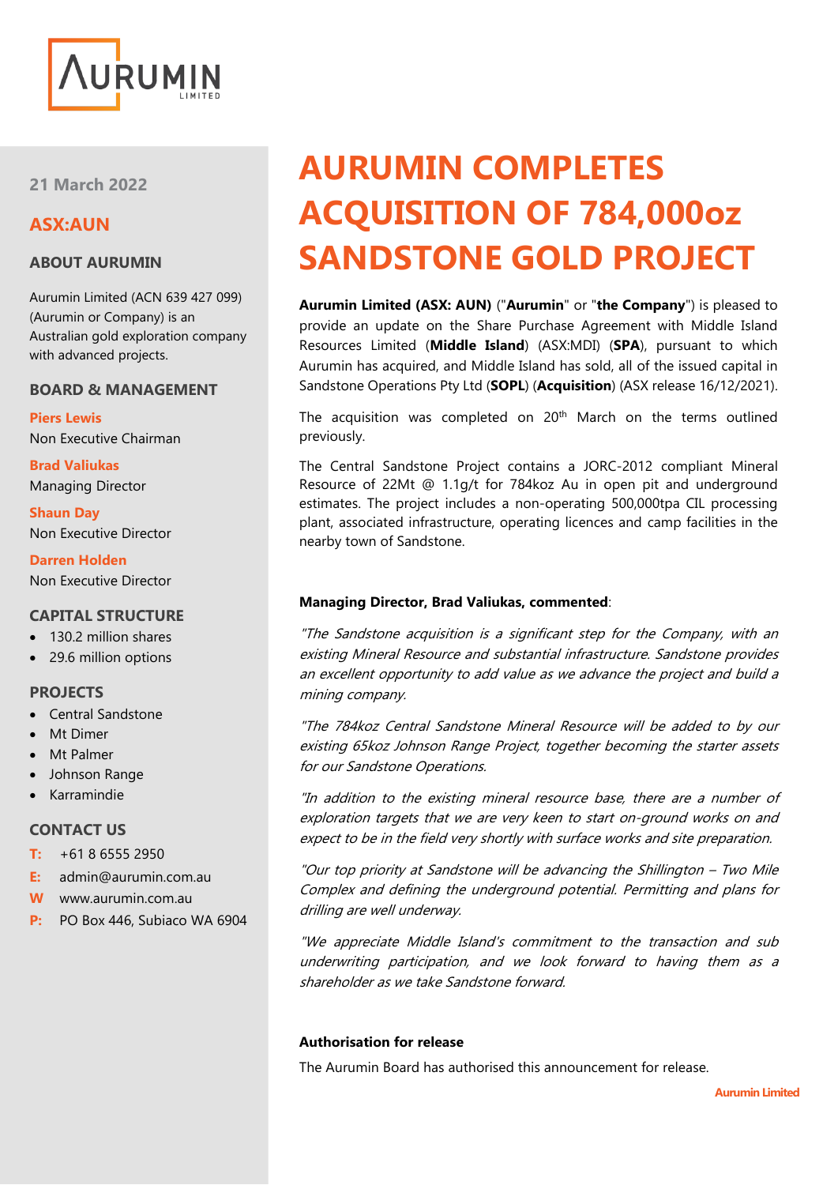21 March 2022

**ASX:AUN**

## ABOUT AURUMIN

Aurumin Limited (ACN 639 427 099) (Aurumin or Company) is an Australian gold exploration company with advanced projects.

## BOARD & MANAGEMENT

**Piers Lewis**
Non Executive Chairman

**Brad Valiukas**
Managing Director

**Shaun Day**
Non Executive Director

**Darren Holden**
Non Executive Director

## CAPITAL STRUCTURE

- 130.2 million shares
- 29.6 million options

## PROJECTS

- Central Sandstone
- Mt Dimer
- Mt Palmer
- Johnson Range
- Karramindie

## CONTACT US

**T:** +61 8 6555 2950
**E:** admin@aurumin.com.au
**W** www.aurumin.com.au
**P:** PO Box 446, Subiaco WA 6904

# AURUMIN COMPLETES ACQUISITION OF 784,000oz SANDSTONE GOLD PROJECT

**Aurumin Limited (ASX: AUN)** ("**Aurumin**" or "**the Company**") is pleased to provide an update on the Share Purchase Agreement with Middle Island Resources Limited (**Middle Island**) (ASX:MDI) (**SPA**), pursuant to which Aurumin has acquired, and Middle Island has sold, all of the issued capital in Sandstone Operations Pty Ltd (**SOPL**) (**Acquisition**) (ASX release 16/12/2021).

The acquisition was completed on 20th March on the terms outlined previously.

The Central Sandstone Project contains a JORC-2012 compliant Mineral Resource of 22Mt @ 1.1g/t for 784koz Au in open pit and underground estimates. The project includes a non-operating 500,000tpa CIL processing plant, associated infrastructure, operating licences and camp facilities in the nearby town of Sandstone.

**Managing Director, Brad Valiukas, commented**:

*"The Sandstone acquisition is a significant step for the Company, with an existing Mineral Resource and substantial infrastructure. Sandstone provides an excellent opportunity to add value as we advance the project and build a mining company.*

*"The 784koz Central Sandstone Mineral Resource will be added to by our existing 65koz Johnson Range Project, together becoming the starter assets for our Sandstone Operations.*

*"In addition to the existing mineral resource base, there are a number of exploration targets that we are very keen to start on-ground works on and expect to be in the field very shortly with surface works and site preparation.*

*"Our top priority at Sandstone will be advancing the Shillington – Two Mile Complex and defining the underground potential. Permitting and plans for drilling are well underway.*

*"We appreciate Middle Island's commitment to the transaction and sub underwriting participation, and we look forward to having them as a shareholder as we take Sandstone forward.*

**Authorisation for release**

The Aurumin Board has authorised this announcement for release.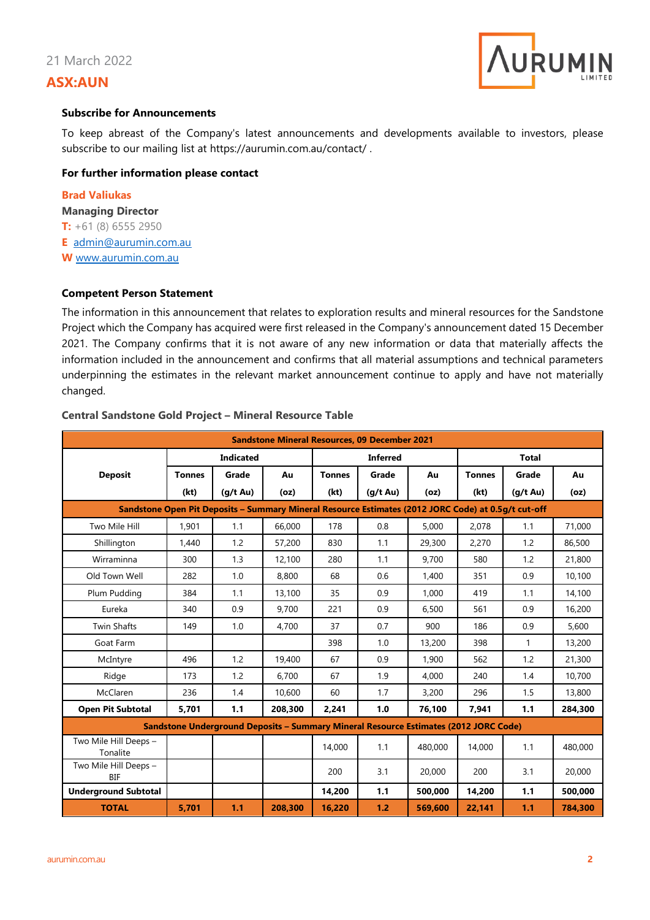21 March 2022

**ASX:AUN**

### Subscribe for Announcements

To keep abreast of the Company's latest announcements and developments available to investors, please subscribe to our mailing list at https://aurumin.com.au/contact/ .

### For further information please contact

**Brad Valiukas**
**Managing Director**
**T:** +61 (8) 6555 2950
**E** admin@aurumin.com.au
**W** www.aurumin.com.au

### Competent Person Statement

The information in this announcement that relates to exploration results and mineral resources for the Sandstone Project which the Company has acquired were first released in the Company's announcement dated 15 December 2021. The Company confirms that it is not aware of any new information or data that materially affects the information included in the announcement and confirms that all material assumptions and technical parameters underpinning the estimates in the relevant market announcement continue to apply and have not materially changed.

### Central Sandstone Gold Project – Mineral Resource Table

| Sandstone Mineral Resources, 09 December 2021 | | | | | | | | | |
|---|---|---|---|---|---|---|---|---|---|
| **Deposit** | **Indicated** | | | **Inferred** | | | **Total** | | |
| | **Tonnes (kt)** | **Grade (g/t Au)** | **Au (oz)** | **Tonnes (kt)** | **Grade (g/t Au)** | **Au (oz)** | **Tonnes (kt)** | **Grade (g/t Au)** | **Au (oz)** |
| **Sandstone Open Pit Deposits – Summary Mineral Resource Estimates (2012 JORC Code) at 0.5g/t cut-off** | | | | | | | | | |
| Two Mile Hill | 1,901 | 1.1 | 66,000 | 178 | 0.8 | 5,000 | 2,078 | 1.1 | 71,000 |
| Shillington | 1,440 | 1.2 | 57,200 | 830 | 1.1 | 29,300 | 2,270 | 1.2 | 86,500 |
| Wirraminna | 300 | 1.3 | 12,100 | 280 | 1.1 | 9,700 | 580 | 1.2 | 21,800 |
| Old Town Well | 282 | 1.0 | 8,800 | 68 | 0.6 | 1,400 | 351 | 0.9 | 10,100 |
| Plum Pudding | 384 | 1.1 | 13,100 | 35 | 0.9 | 1,000 | 419 | 1.1 | 14,100 |
| Eureka | 340 | 0.9 | 9,700 | 221 | 0.9 | 6,500 | 561 | 0.9 | 16,200 |
| Twin Shafts | 149 | 1.0 | 4,700 | 37 | 0.7 | 900 | 186 | 0.9 | 5,600 |
| Goat Farm | | | | 398 | 1.0 | 13,200 | 398 | 1 | 13,200 |
| McIntyre | 496 | 1.2 | 19,400 | 67 | 0.9 | 1,900 | 562 | 1.2 | 21,300 |
| Ridge | 173 | 1.2 | 6,700 | 67 | 1.9 | 4,000 | 240 | 1.4 | 10,700 |
| McClaren | 236 | 1.4 | 10,600 | 60 | 1.7 | 3,200 | 296 | 1.5 | 13,800 |
| **Open Pit Subtotal** | **5,701** | **1.1** | **208,300** | **2,241** | **1.0** | **76,100** | **7,941** | **1.1** | **284,300** |
| **Sandstone Underground Deposits – Summary Mineral Resource Estimates (2012 JORC Code)** | | | | | | | | | |
| Two Mile Hill Deeps – Tonalite | | | | 14,000 | 1.1 | 480,000 | 14,000 | 1.1 | 480,000 |
| Two Mile Hill Deeps – BIF | | | | 200 | 3.1 | 20,000 | 200 | 3.1 | 20,000 |
| **Underground Subtotal** | | | | **14,200** | **1.1** | **500,000** | **14,200** | **1.1** | **500,000** |
| **TOTAL** | **5,701** | **1.1** | **208,300** | **16,220** | **1.2** | **569,600** | **22,141** | **1.1** | **784,300** |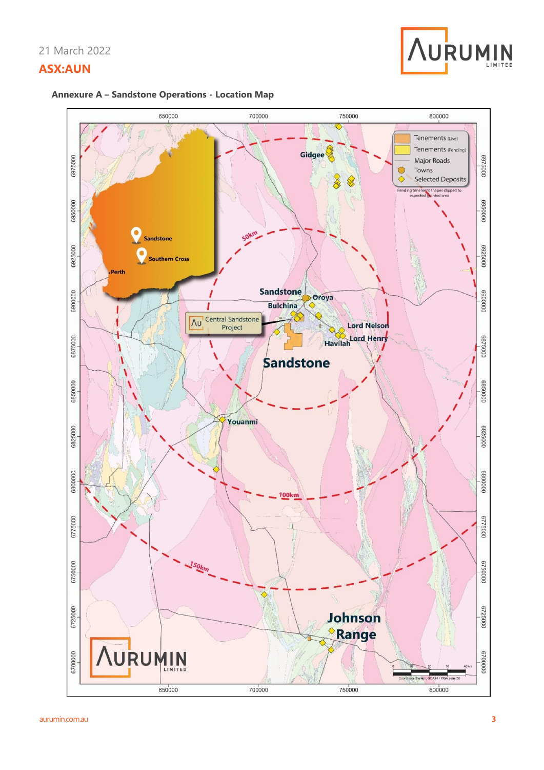Annexure A – Sandstone Operations - Location Map

650000
700000
750000
800000

Tenements (Live)
Tenements (Pending)
Major Roads
Towns
Selected Deposits
Pending tenement shapes clipped to expected granted area

Gidgee
Sandstone
Southern Cross
Perth
50km
Sandstone
Oroya
Bulchina
Central Sandstone Project
Lord Nelson
Lord Henry
Havilah
Sandstone
Youanmi
100km
150km
Johnson Range

6975000
6950000
6925000
6900000
6875000
6850000
6825000
6800000
6775000
6750000
6725000
6700000

0 10 20 30 40km
Coordinate System: GDA94 / MGA zone 50